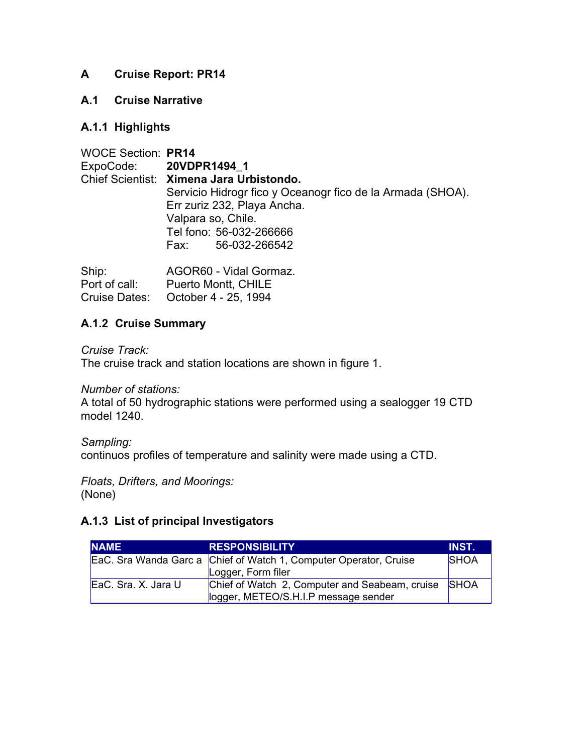# A Cruise Report: PR14

## A.1 Cruise Narrative

### A.1.1 Highlights

WOCE Section: **PR14**
ExpoCode: **20VDPR1494_1**
Chief Scientist: **Ximena Jara Urbistondo.**
Servicio Hidrogr fico y Oceanogr fico de la Armada (SHOA).
Err zuriz 232, Playa Ancha.
Valpara so, Chile.
Tel fono: 56-032-266666
Fax: 56-032-266542

Ship: AGOR60 - Vidal Gormaz.
Port of call: Puerto Montt, CHILE
Cruise Dates: October 4 - 25, 1994

### A.1.2 Cruise Summary

*Cruise Track:*
The cruise track and station locations are shown in figure 1.

*Number of stations:*
A total of 50 hydrographic stations were performed using a sealogger 19 CTD model 1240.

*Sampling:*
continuos profiles of temperature and salinity were made using a CTD.

*Floats, Drifters, and Moorings:*
(None)

### A.1.3 List of principal Investigators

| NAME | RESPONSIBILITY | INST. |
|---|---|---|
| EaC. Sra Wanda Garc a | Chief of Watch 1, Computer Operator, Cruise Logger, Form filer | SHOA |
| EaC. Sra. X. Jara U | Chief of Watch 2, Computer and Seabeam, cruise logger, METEO/S.H.I.P message sender | SHOA |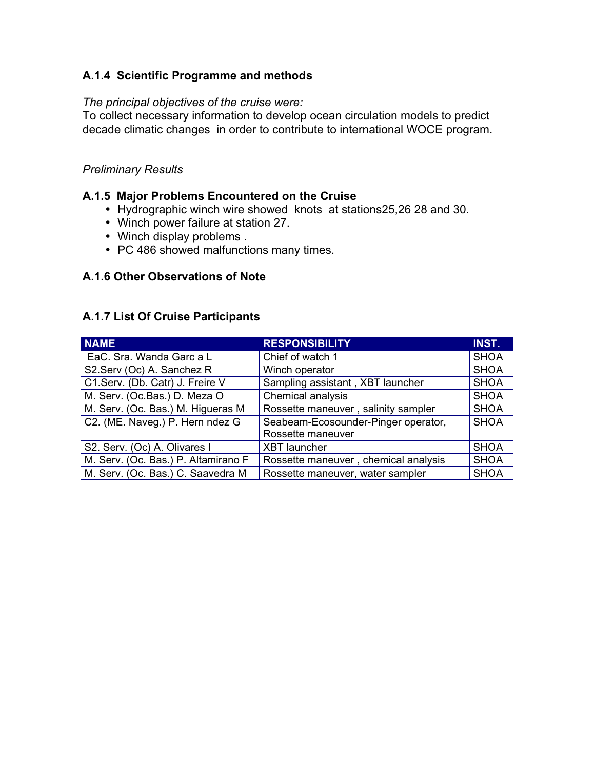### A.1.4 Scientific Programme and methods

*The principal objectives of the cruise were:*
To collect necessary information to develop ocean circulation models to predict decade climatic changes in order to contribute to international WOCE program.

*Preliminary Results*

### A.1.5 Major Problems Encountered on the Cruise

- Hydrographic winch wire showed knots at stations25,26 28 and 30.
- Winch power failure at station 27.
- Winch display problems .
- PC 486 showed malfunctions many times.

### A.1.6 Other Observations of Note

### A.1.7 List Of Cruise Participants

| NAME | RESPONSIBILITY | INST. |
|---|---|---|
| EaC. Sra. Wanda Garc a L | Chief of watch 1 | SHOA |
| S2.Serv (Oc) A. Sanchez R | Winch operator | SHOA |
| C1.Serv. (Db. Catr) J. Freire V | Sampling assistant , XBT launcher | SHOA |
| M. Serv. (Oc.Bas.) D. Meza O | Chemical analysis | SHOA |
| M. Serv. (Oc. Bas.) M. Higueras M | Rossette maneuver , salinity sampler | SHOA |
| C2. (ME. Naveg.) P. Hern ndez G | Seabeam-Ecosounder-Pinger operator, Rossette maneuver | SHOA |
| S2. Serv. (Oc) A. Olivares I | XBT launcher | SHOA |
| M. Serv. (Oc. Bas.) P. Altamirano F | Rossette maneuver , chemical analysis | SHOA |
| M. Serv. (Oc. Bas.) C. Saavedra M | Rossette maneuver, water sampler | SHOA |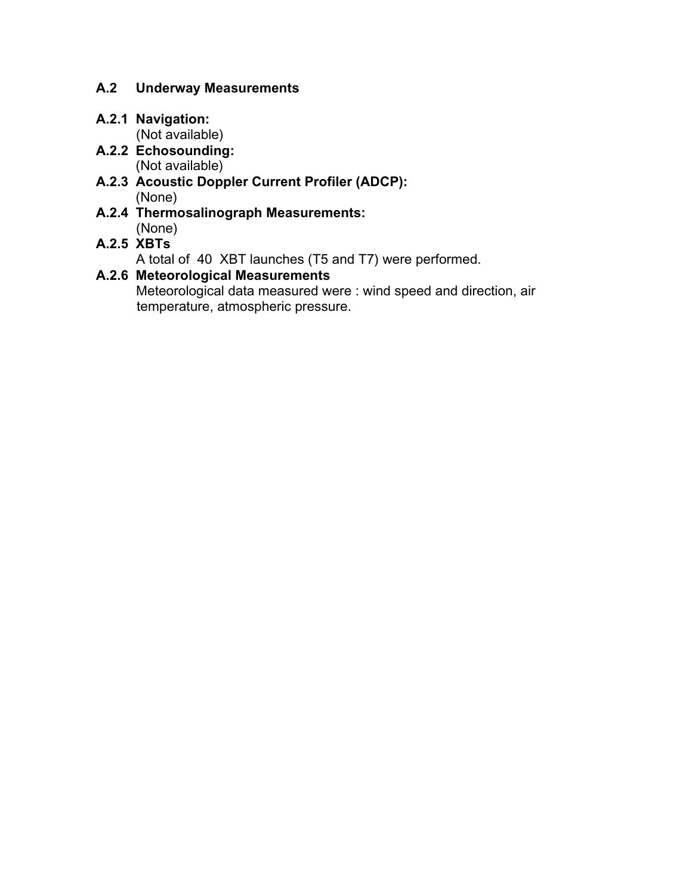## A.2 Underway Measurements

### A.2.1 Navigation:

(Not available)

### A.2.2 Echosounding:

(Not available)

### A.2.3 Acoustic Doppler Current Profiler (ADCP):

(None)

### A.2.4 Thermosalinograph Measurements:

(None)

### A.2.5 XBTs

A total of 40 XBT launches (T5 and T7) were performed.

### A.2.6 Meteorological Measurements

Meteorological data measured were : wind speed and direction, air temperature, atmospheric pressure.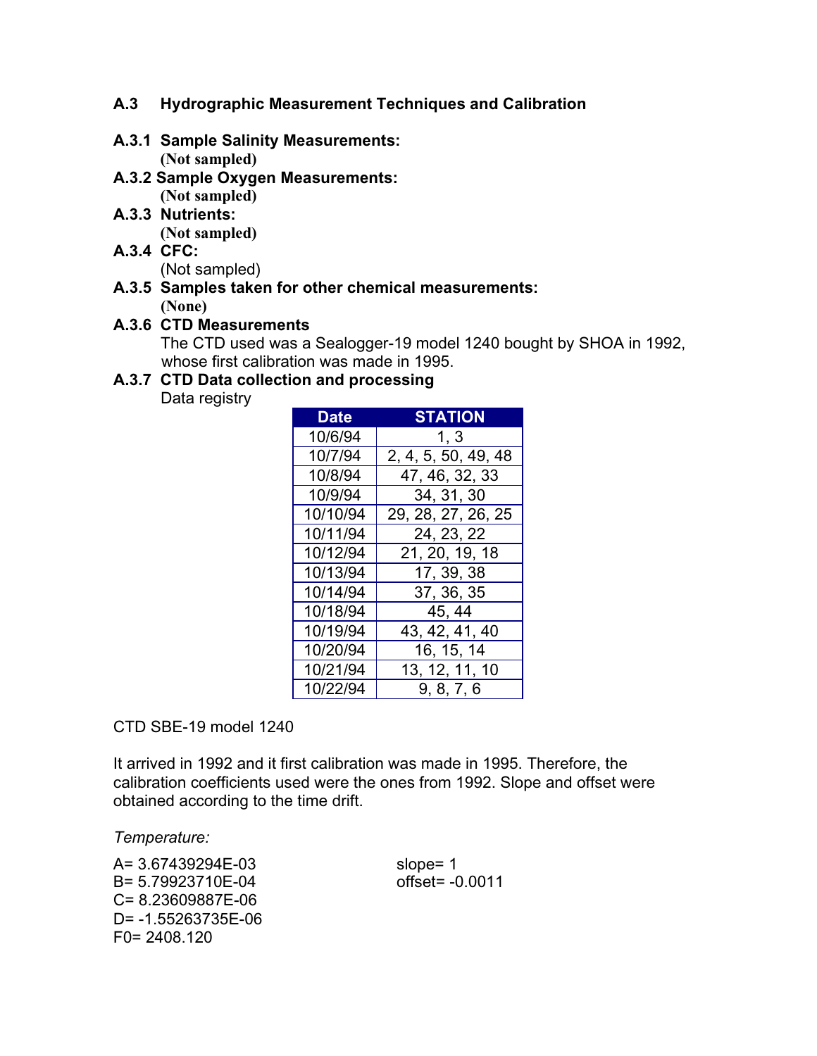## A.3 Hydrographic Measurement Techniques and Calibration

### A.3.1 Sample Salinity Measurements:

**(Not sampled)**

### A.3.2 Sample Oxygen Measurements:

**(Not sampled)**

### A.3.3 Nutrients:

**(Not sampled)**

### A.3.4 CFC:

(Not sampled)

### A.3.5 Samples taken for other chemical measurements:

**(None)**

### A.3.6 CTD Measurements

The CTD used was a Sealogger-19 model 1240 bought by SHOA in 1992, whose first calibration was made in 1995.

### A.3.7 CTD Data collection and processing

Data registry

| Date | STATION |
|---|---|
| 10/6/94 | 1, 3 |
| 10/7/94 | 2, 4, 5, 50, 49, 48 |
| 10/8/94 | 47, 46, 32, 33 |
| 10/9/94 | 34, 31, 30 |
| 10/10/94 | 29, 28, 27, 26, 25 |
| 10/11/94 | 24, 23, 22 |
| 10/12/94 | 21, 20, 19, 18 |
| 10/13/94 | 17, 39, 38 |
| 10/14/94 | 37, 36, 35 |
| 10/18/94 | 45, 44 |
| 10/19/94 | 43, 42, 41, 40 |
| 10/20/94 | 16, 15, 14 |
| 10/21/94 | 13, 12, 11, 10 |
| 10/22/94 | 9, 8, 7, 6 |

CTD SBE-19 model 1240

It arrived in 1992 and it first calibration was made in 1995. Therefore, the calibration coefficients used were the ones from 1992. Slope and offset were obtained according to the time drift.

*Temperature:*

A= 3.67439294E-03
B= 5.79923710E-04
C= 8.23609887E-06
D= -1.55263735E-06
F0= 2408.120

slope= 1
offset= -0.0011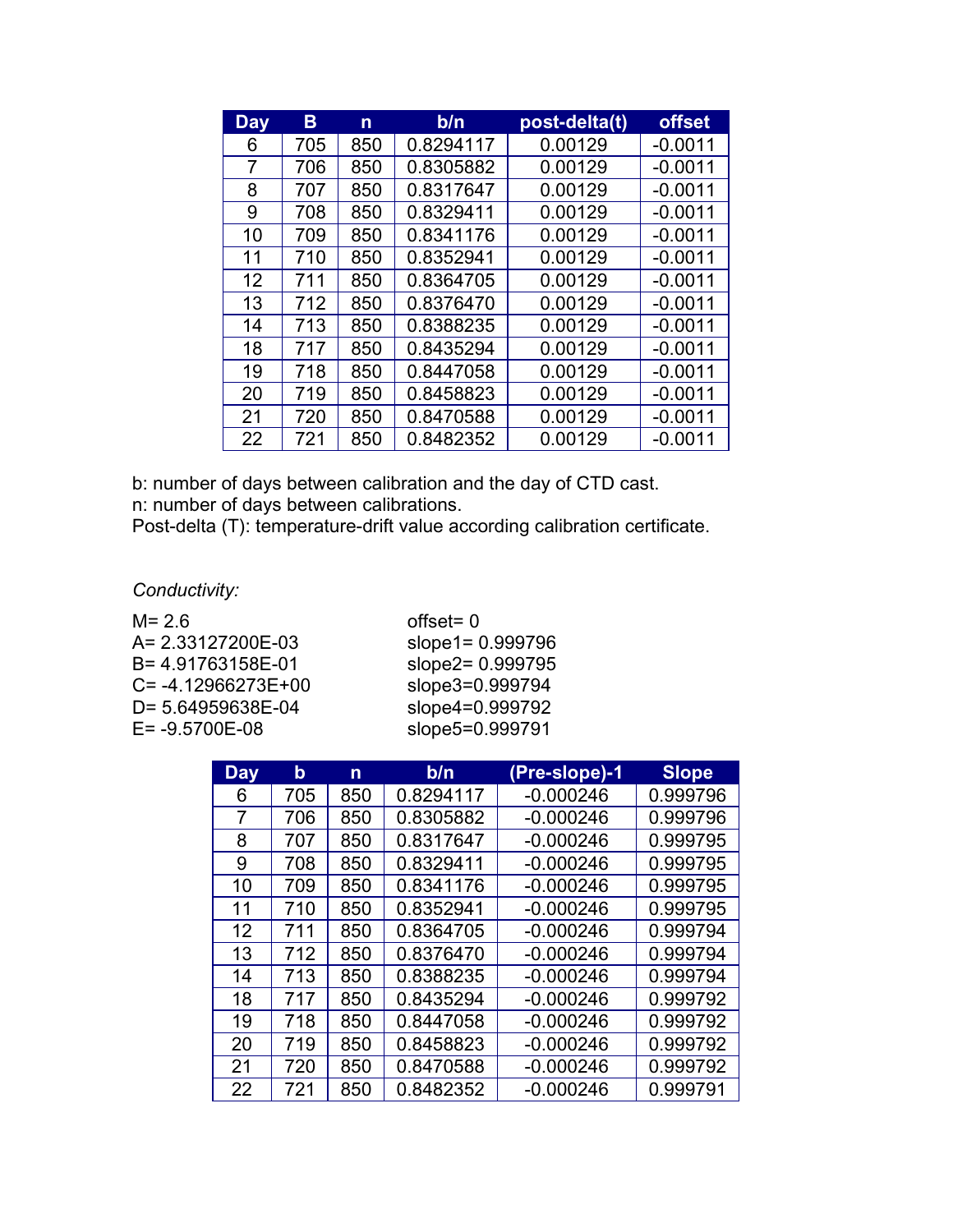| Day | B | n | b/n | post-delta(t) | offset |
|---|---|---|---|---|---|
| 6 | 705 | 850 | 0.8294117 | 0.00129 | -0.0011 |
| 7 | 706 | 850 | 0.8305882 | 0.00129 | -0.0011 |
| 8 | 707 | 850 | 0.8317647 | 0.00129 | -0.0011 |
| 9 | 708 | 850 | 0.8329411 | 0.00129 | -0.0011 |
| 10 | 709 | 850 | 0.8341176 | 0.00129 | -0.0011 |
| 11 | 710 | 850 | 0.8352941 | 0.00129 | -0.0011 |
| 12 | 711 | 850 | 0.8364705 | 0.00129 | -0.0011 |
| 13 | 712 | 850 | 0.8376470 | 0.00129 | -0.0011 |
| 14 | 713 | 850 | 0.8388235 | 0.00129 | -0.0011 |
| 18 | 717 | 850 | 0.8435294 | 0.00129 | -0.0011 |
| 19 | 718 | 850 | 0.8447058 | 0.00129 | -0.0011 |
| 20 | 719 | 850 | 0.8458823 | 0.00129 | -0.0011 |
| 21 | 720 | 850 | 0.8470588 | 0.00129 | -0.0011 |
| 22 | 721 | 850 | 0.8482352 | 0.00129 | -0.0011 |

b: number of days between calibration and the day of CTD cast.
n: number of days between calibrations.
Post-delta (T): temperature-drift value according calibration certificate.

*Conductivity:*

M= 2.6
A= 2.33127200E-03
B= 4.91763158E-01
C= -4.12966273E+00
D= 5.64959638E-04
E= -9.5700E-08

offset= 0
slope1= 0.999796
slope2= 0.999795
slope3=0.999794
slope4=0.999792
slope5=0.999791

| Day | b | n | b/n | (Pre-slope)-1 | Slope |
|---|---|---|---|---|---|
| 6 | 705 | 850 | 0.8294117 | -0.000246 | 0.999796 |
| 7 | 706 | 850 | 0.8305882 | -0.000246 | 0.999796 |
| 8 | 707 | 850 | 0.8317647 | -0.000246 | 0.999795 |
| 9 | 708 | 850 | 0.8329411 | -0.000246 | 0.999795 |
| 10 | 709 | 850 | 0.8341176 | -0.000246 | 0.999795 |
| 11 | 710 | 850 | 0.8352941 | -0.000246 | 0.999795 |
| 12 | 711 | 850 | 0.8364705 | -0.000246 | 0.999794 |
| 13 | 712 | 850 | 0.8376470 | -0.000246 | 0.999794 |
| 14 | 713 | 850 | 0.8388235 | -0.000246 | 0.999794 |
| 18 | 717 | 850 | 0.8435294 | -0.000246 | 0.999792 |
| 19 | 718 | 850 | 0.8447058 | -0.000246 | 0.999792 |
| 20 | 719 | 850 | 0.8458823 | -0.000246 | 0.999792 |
| 21 | 720 | 850 | 0.8470588 | -0.000246 | 0.999792 |
| 22 | 721 | 850 | 0.8482352 | -0.000246 | 0.999791 |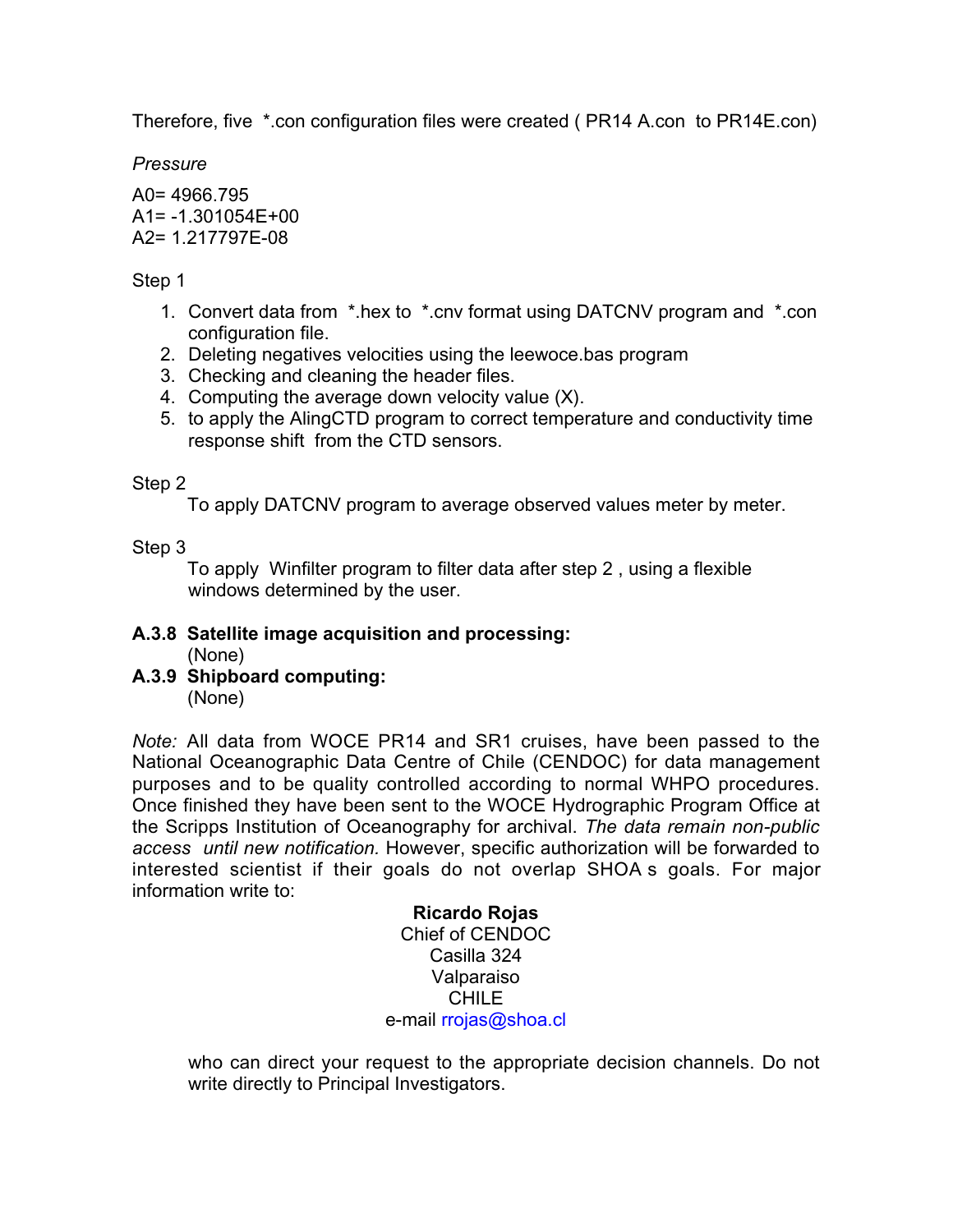Therefore, five *.con configuration files were created ( PR14 A.con to PR14E.con)

*Pressure*

A0= 4966.795
A1= -1.301054E+00
A2= 1.217797E-08

Step 1

1. Convert data from *.hex to *.cnv format using DATCNV program and *.con configuration file.
2. Deleting negatives velocities using the leewoce.bas program
3. Checking and cleaning the header files.
4. Computing the average down velocity value (X).
5. to apply the AlingCTD program to correct temperature and conductivity time response shift from the CTD sensors.

Step 2

To apply DATCNV program to average observed values meter by meter.

Step 3

To apply Winfilter program to filter data after step 2 , using a flexible windows determined by the user.

**A.3.8 Satellite image acquisition and processing:**
(None)

**A.3.9 Shipboard computing:**
(None)

*Note:* All data from WOCE PR14 and SR1 cruises, have been passed to the National Oceanographic Data Centre of Chile (CENDOC) for data management purposes and to be quality controlled according to normal WHPO procedures. Once finished they have been sent to the WOCE Hydrographic Program Office at the Scripps Institution of Oceanography for archival. *The data remain non-public access until new notification.* However, specific authorization will be forwarded to interested scientist if their goals do not overlap SHOA s goals. For major information write to:

**Ricardo Rojas**
Chief of CENDOC
Casilla 324
Valparaiso
CHILE
e-mail rrojas@shoa.cl

who can direct your request to the appropriate decision channels. Do not write directly to Principal Investigators.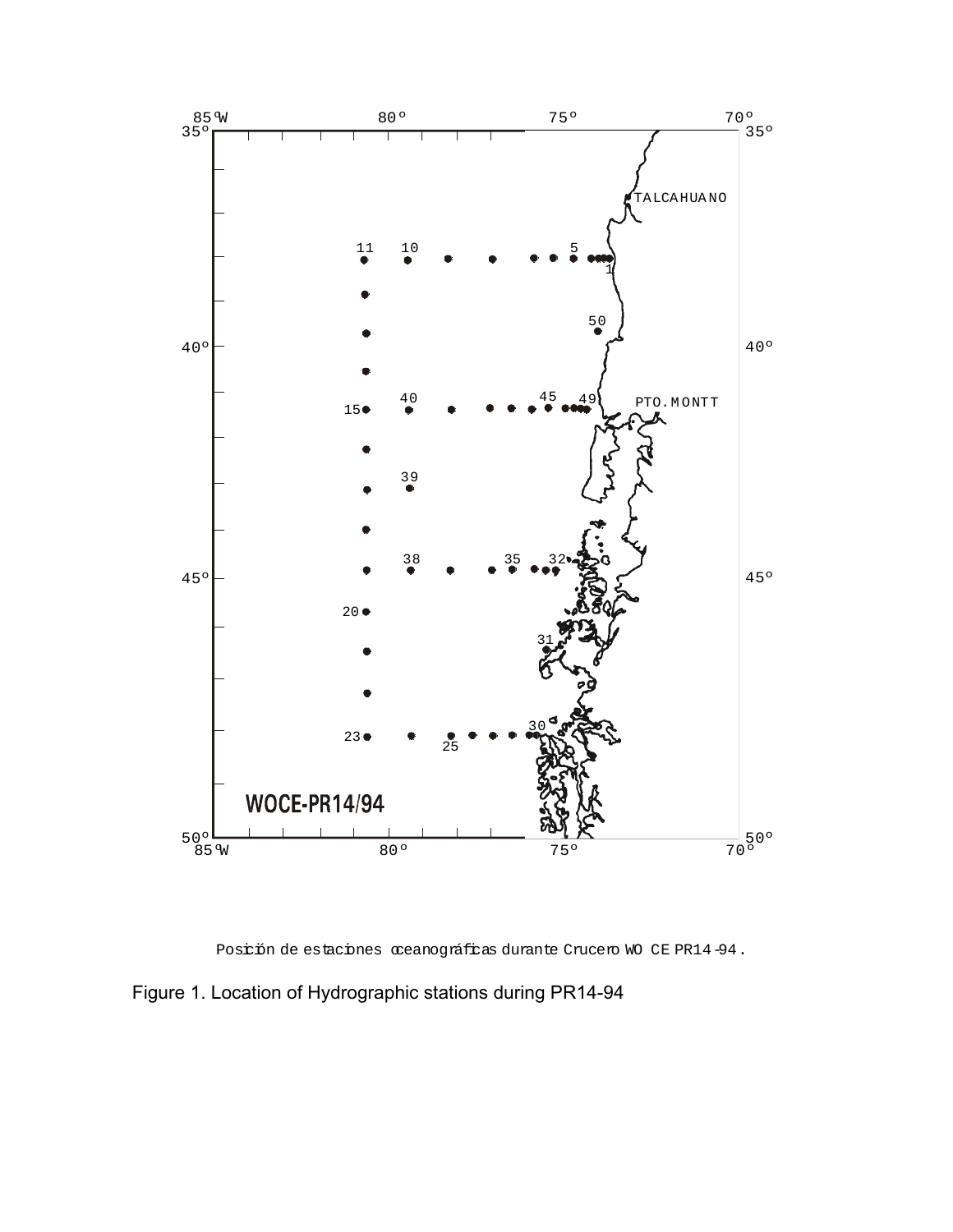85°W 80° 75° 70°

35° 35°

TALCAHUANO

11 10 5

1

50

40° 40°

40 45 49

15

PTO.MONTT

39

38 35 32

45° 45°

20

31

30

23

25

WOCE-PR14/94

50° 50°

85°W 80° 75° 70°

Posición de estaciones oceanográficas durante Crucero WOCE PR14-94.

Figure 1. Location of Hydrographic stations during PR14-94